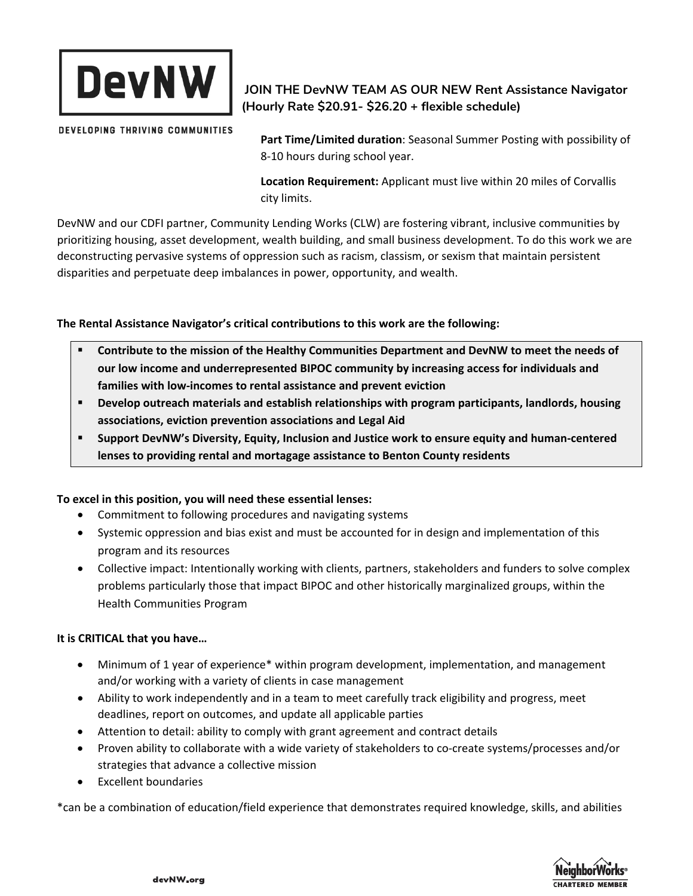DevNW

DEVELOPING THRIVING COMMUNITIES

## JOIN THE DevNW TEAM AS OUR NEW Rent Assistance Navigator (Hourly Rate $20.91- $26.20 + flexible schedule)

**Part Time/Limited duration**: Seasonal Summer Posting with possibility of 8-10 hours during school year.

**Location Requirement:** Applicant must live within 20 miles of Corvallis city limits.

DevNW and our CDFI partner, Community Lending Works (CLW) are fostering vibrant, inclusive communities by prioritizing housing, asset development, wealth building, and small business development. To do this work we are deconstructing pervasive systems of oppression such as racism, classism, or sexism that maintain persistent disparities and perpetuate deep imbalances in power, opportunity, and wealth.

**The Rental Assistance Navigator's critical contributions to this work are the following:**

- **Contribute to the mission of the Healthy Communities Department and DevNW to meet the needs of our low income and underrepresented BIPOC community by increasing access for individuals and families with low-incomes to rental assistance and prevent eviction**
- **Develop outreach materials and establish relationships with program participants, landlords, housing associations, eviction prevention associations and Legal Aid**
- **Support DevNW's Diversity, Equity, Inclusion and Justice work to ensure equity and human-centered lenses to providing rental and mortgage assistance to Benton County residents**

**To excel in this position, you will need these essential lenses:**

- Commitment to following procedures and navigating systems
- Systemic oppression and bias exist and must be accounted for in design and implementation of this program and its resources
- Collective impact: Intentionally working with clients, partners, stakeholders and funders to solve complex problems particularly those that impact BIPOC and other historically marginalized groups, within the Health Communities Program

**It is CRITICAL that you have…**

- Minimum of 1 year of experience* within program development, implementation, and management and/or working with a variety of clients in case management
- Ability to work independently and in a team to meet carefully track eligibility and progress, meet deadlines, report on outcomes, and update all applicable parties
- Attention to detail: ability to comply with grant agreement and contract details
- Proven ability to collaborate with a wide variety of stakeholders to co-create systems/processes and/or strategies that advance a collective mission
- Excellent boundaries

*can be a combination of education/field experience that demonstrates required knowledge, skills, and abilities

devNW.org

NeighborWorks® CHARTERED MEMBER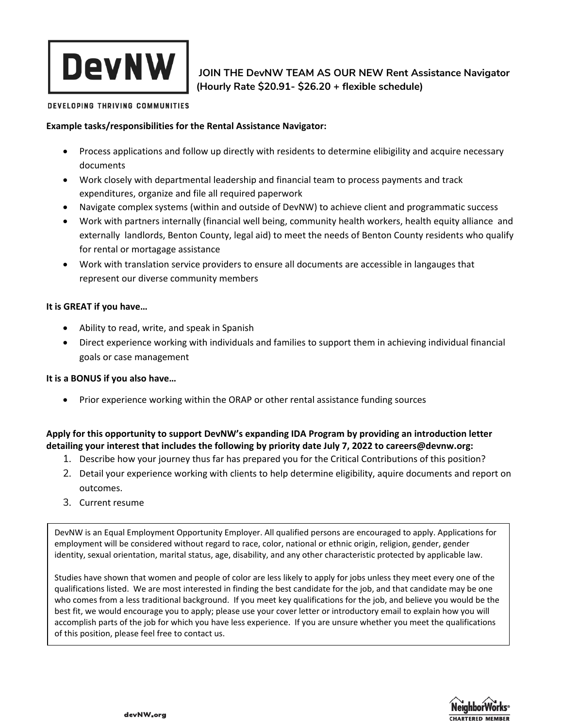**DevNW**

DEVELOPING THRIVING COMMUNITIES

**JOIN THE DevNW TEAM AS OUR NEW Rent Assistance Navigator (Hourly Rate $20.91- $26.20 + flexible schedule)**

**Example tasks/responsibilities for the Rental Assistance Navigator:**

- Process applications and follow up directly with residents to determine elibigility and acquire necessary documents
- Work closely with departmental leadership and financial team to process payments and track expenditures, organize and file all required paperwork
- Navigate complex systems (within and outside of DevNW) to achieve client and programmatic success
- Work with partners internally (financial well being, community health workers, health equity alliance and externally landlords, Benton County, legal aid) to meet the needs of Benton County residents who qualify for rental or mortagage assistance
- Work with translation service providers to ensure all documents are accessible in langauges that represent our diverse community members

**It is GREAT if you have…**

- Ability to read, write, and speak in Spanish
- Direct experience working with individuals and families to support them in achieving individual financial goals or case management

**It is a BONUS if you also have…**

- Prior experience working within the ORAP or other rental assistance funding sources

**Apply for this opportunity to support DevNW's expanding IDA Program by providing an introduction letter detailing your interest that includes the following by priority date July 7, 2022 to careers@devnw.org:**

1. Describe how your journey thus far has prepared you for the Critical Contributions of this position?
2. Detail your experience working with clients to help determine eligibility, aquire documents and report on outcomes.
3. Current resume

DevNW is an Equal Employment Opportunity Employer. All qualified persons are encouraged to apply. Applications for employment will be considered without regard to race, color, national or ethnic origin, religion, gender, gender identity, sexual orientation, marital status, age, disability, and any other characteristic protected by applicable law.

Studies have shown that women and people of color are less likely to apply for jobs unless they meet every one of the qualifications listed. We are most interested in finding the best candidate for the job, and that candidate may be one who comes from a less traditional background. If you meet key qualifications for the job, and believe you would be the best fit, we would encourage you to apply; please use your cover letter or introductory email to explain how you will accomplish parts of the job for which you have less experience. If you are unsure whether you meet the qualifications of this position, please feel free to contact us.

devNW.org

NeighborWorks® CHARTERED MEMBER